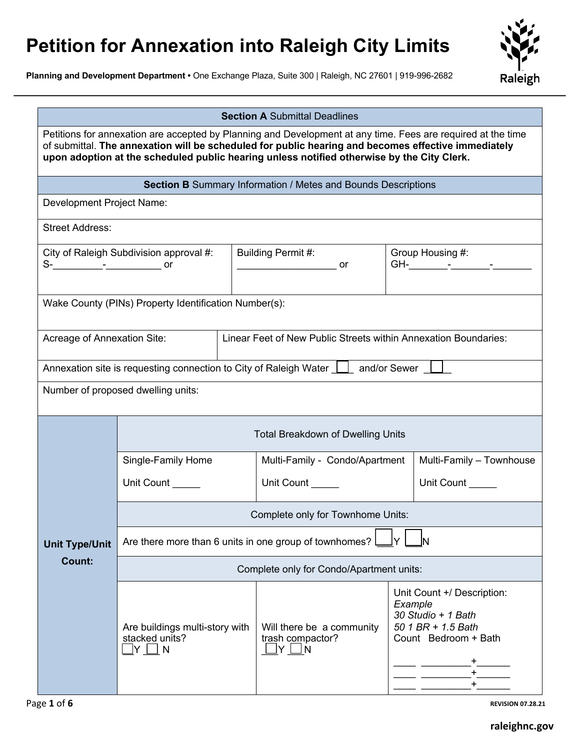# Petition for Annexation into Raleigh City Limits

**Planning and Development Department •** One Exchange Plaza, Suite 300 | Raleigh, NC 27601 | 919-996-2682

Raleigh

| **Section A** Submittal Deadlines |
|---|
| Petitions for annexation are accepted by Planning and Development at any time. Fees are required at the time of submittal. **The annexation will be scheduled for public hearing and becomes effective immediately upon adoption at the scheduled public hearing unless notified otherwise by the City Clerk.** |

| **Section B** Summary Information / Metes and Bounds Descriptions | | |
|---|---|---|
| Development Project Name: | | |
| Street Address: | | |
| City of Raleigh Subdivision approval #: S-_________-__________ or | Building Permit #: __________________ or | Group Housing #: GH-_______-_______-_______ |
| Wake County (PINs) Property Identification Number(s): | | |
| Acreage of Annexation Site: | Linear Feet of New Public Streets within Annexation Boundaries: | |
| Annexation site is requesting connection to City of Raleigh Water ☐ and/or Sewer ☐ | | |
| Number of proposed dwelling units: | | |

| **Unit Type/Unit Count:** | Total Breakdown of Dwelling Units | | |
|---|---|---|---|
| | Single-Family Home<br>Unit Count _____ | Multi-Family - Condo/Apartment<br>Unit Count _____ | Multi-Family – Townhouse<br>Unit Count _____ |
| | Complete only for Townhome Units: | | |
| | Are there more than 6 units in one group of townhomes? ☐Y ☐N | | |
| | Complete only for Condo/Apartment units: | | |
| | Are buildings multi-story with stacked units?<br>☐Y ☐ N | Will there be a community trash compactor?<br>☐Y ☐N | Unit Count +/ Description:<br>*Example*<br>*30 Studio + 1 Bath*<br>*50 1 BR + 1.5 Bath*<br>Count Bedroom + Bath<br>____ _________+______<br>____ _________+______<br>____ _________+______ |

REVISION 07.28.21

raleighnc.gov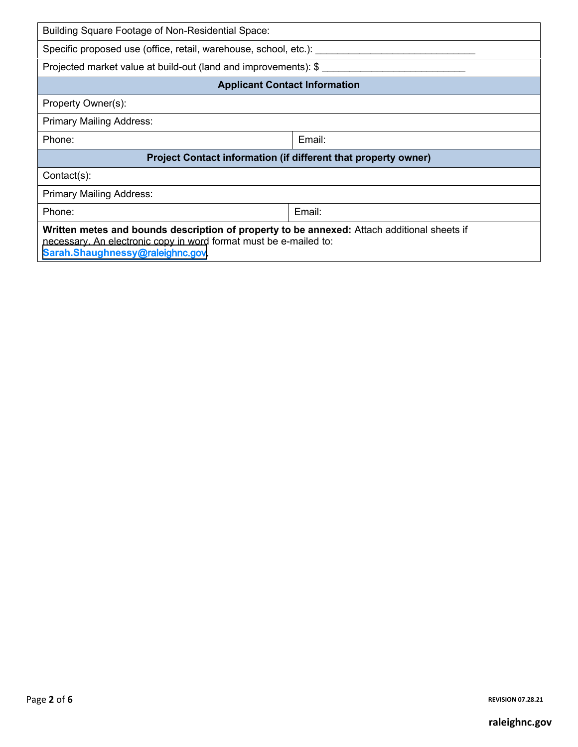| Building Square Footage of Non-Residential Space: | |
|---|---|
| Specific proposed use (office, retail, warehouse, school, etc.): ____________________________ | |
| Projected market value at build-out (land and improvements): $ _________________________ | |
| **Applicant Contact Information** | |
| Property Owner(s): | |
| Primary Mailing Address: | |
| Phone: | Email: |
| **Project Contact information (if different that property owner)** | |
| Contact(s): | |
| Primary Mailing Address: | |
| Phone: | Email: |
| **Written metes and bounds description of property to be annexed:** Attach additional sheets if necessary. An electronic copy in word format must be e-mailed to: Sarah.Shaughnessy@raleighnc.gov. | |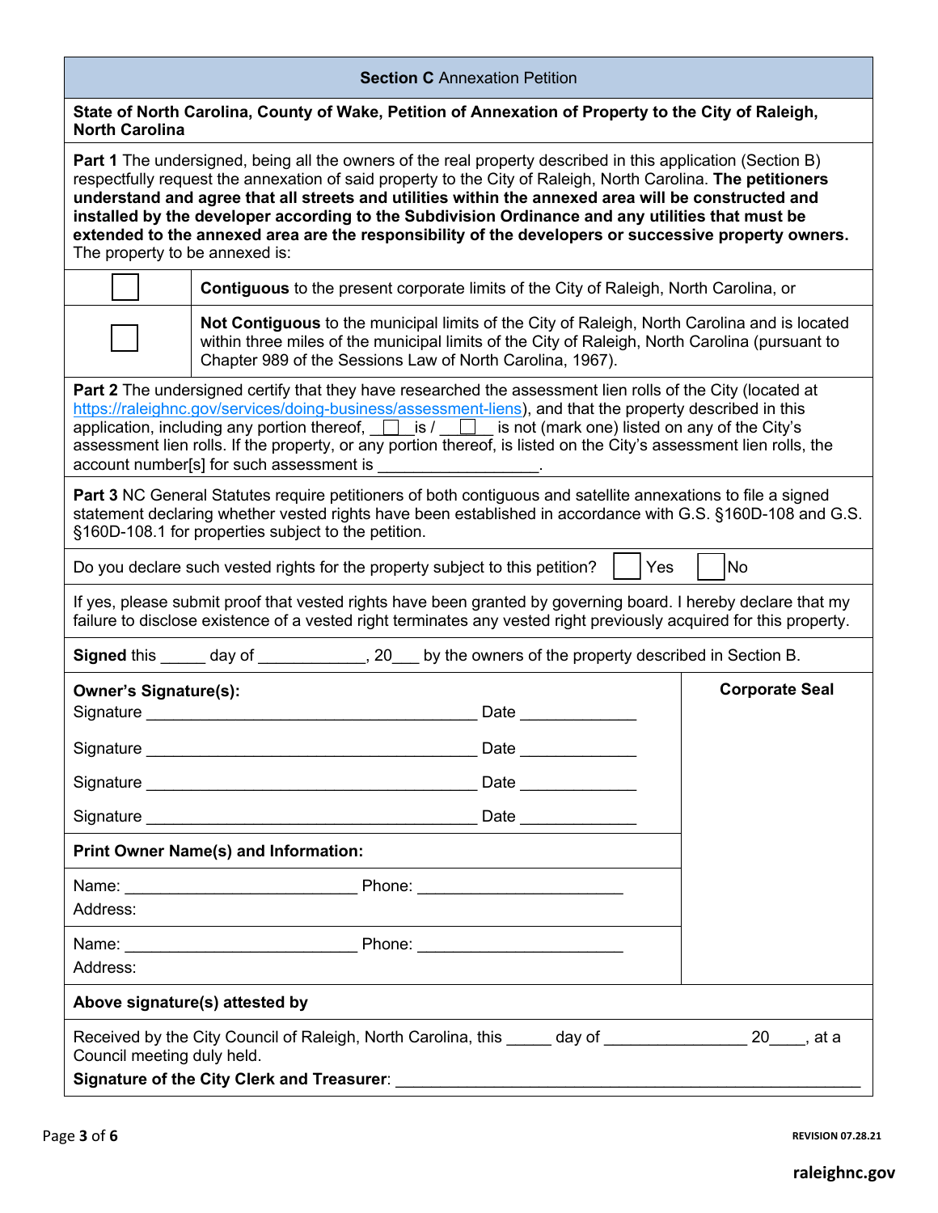## **Section C** Annexation Petition

**State of North Carolina, County of Wake, Petition of Annexation of Property to the City of Raleigh, North Carolina**

**Part 1** The undersigned, being all the owners of the real property described in this application (Section B) respectfully request the annexation of said property to the City of Raleigh, North Carolina. **The petitioners understand and agree that all streets and utilities within the annexed area will be constructed and installed by the developer according to the Subdivision Ordinance and any utilities that must be extended to the annexed area are the responsibility of the developers or successive property owners.** The property to be annexed is:

| | |
|---|---|
| ☐ | **Contiguous** to the present corporate limits of the City of Raleigh, North Carolina, or |
| ☐ | **Not Contiguous** to the municipal limits of the City of Raleigh, North Carolina and is located within three miles of the municipal limits of the City of Raleigh, North Carolina (pursuant to Chapter 989 of the Sessions Law of North Carolina, 1967). |

**Part 2** The undersigned certify that they have researched the assessment lien rolls of the City (located at https://raleighnc.gov/services/doing-business/assessment-liens), and that the property described in this application, including any portion thereof, ☐ is / ☐ is not (mark one) listed on any of the City's assessment lien rolls. If the property, or any portion thereof, is listed on the City's assessment lien rolls, the account number[s] for such assessment is __________________.

**Part 3** NC General Statutes require petitioners of both contiguous and satellite annexations to file a signed statement declaring whether vested rights have been established in accordance with G.S. §160D-108 and G.S. §160D-108.1 for properties subject to the petition.

Do you declare such vested rights for the property subject to this petition? ☐ Yes ☐ No

If yes, please submit proof that vested rights have been granted by governing board. I hereby declare that my failure to disclose existence of a vested right terminates any vested right previously acquired for this property.

**Signed** this _____ day of ____________, 20___ by the owners of the property described in Section B.

**Owner's Signature(s):**

Signature ______________________________________ Date _____________

Signature ______________________________________ Date _____________

Signature ______________________________________ Date _____________

Signature ______________________________________ Date _____________

**Corporate Seal**

**Print Owner Name(s) and Information:**

Name: __________________________ Phone: _______________________
Address:

Name: __________________________ Phone: _______________________
Address:

**Above signature(s) attested by**

Received by the City Council of Raleigh, North Carolina, this _____ day of ________________ 20____, at a Council meeting duly held.

**Signature of the City Clerk and Treasurer**: _____________________________________________________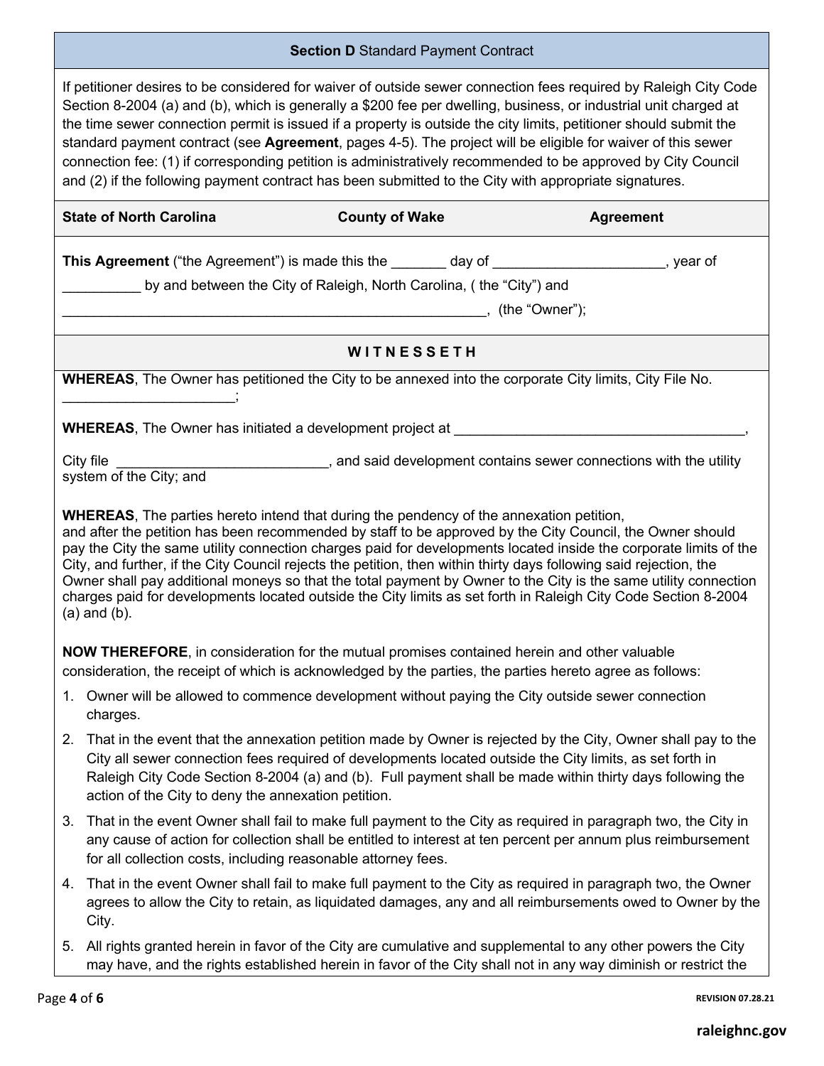## **Section D** Standard Payment Contract

If petitioner desires to be considered for waiver of outside sewer connection fees required by Raleigh City Code Section 8-2004 (a) and (b), which is generally a $200 fee per dwelling, business, or industrial unit charged at the time sewer connection permit is issued if a property is outside the city limits, petitioner should submit the standard payment contract (see **Agreement**, pages 4-5). The project will be eligible for waiver of this sewer connection fee: (1) if corresponding petition is administratively recommended to be approved by City Council and (2) if the following payment contract has been submitted to the City with appropriate signatures.

| **State of North Carolina** | **County of Wake** | **Agreement** |
|---|---|---|

**This Agreement** ("the Agreement") is made this the _______ day of ______________________, year of __________ by and between the City of Raleigh, North Carolina, ( the "City") and ________________________________________________________, (the "Owner");

### W I T N E S S E T H

**WHEREAS**, The Owner has petitioned the City to be annexed into the corporate City limits, City File No. ______________________;

**WHEREAS**, The Owner has initiated a development project at ______________________________________,

City file ___________________________, and said development contains sewer connections with the utility system of the City; and

**WHEREAS**, The parties hereto intend that during the pendency of the annexation petition, and after the petition has been recommended by staff to be approved by the City Council, the Owner should pay the City the same utility connection charges paid for developments located inside the corporate limits of the City, and further, if the City Council rejects the petition, then within thirty days following said rejection, the Owner shall pay additional moneys so that the total payment by Owner to the City is the same utility connection charges paid for developments located outside the City limits as set forth in Raleigh City Code Section 8-2004 (a) and (b).

**NOW THEREFORE**, in consideration for the mutual promises contained herein and other valuable consideration, the receipt of which is acknowledged by the parties, the parties hereto agree as follows:

1. Owner will be allowed to commence development without paying the City outside sewer connection charges.
2. That in the event that the annexation petition made by Owner is rejected by the City, Owner shall pay to the City all sewer connection fees required of developments located outside the City limits, as set forth in Raleigh City Code Section 8-2004 (a) and (b). Full payment shall be made within thirty days following the action of the City to deny the annexation petition.
3. That in the event Owner shall fail to make full payment to the City as required in paragraph two, the City in any cause of action for collection shall be entitled to interest at ten percent per annum plus reimbursement for all collection costs, including reasonable attorney fees.
4. That in the event Owner shall fail to make full payment to the City as required in paragraph two, the Owner agrees to allow the City to retain, as liquidated damages, any and all reimbursements owed to Owner by the City.
5. All rights granted herein in favor of the City are cumulative and supplemental to any other powers the City may have, and the rights established herein in favor of the City shall not in any way diminish or restrict the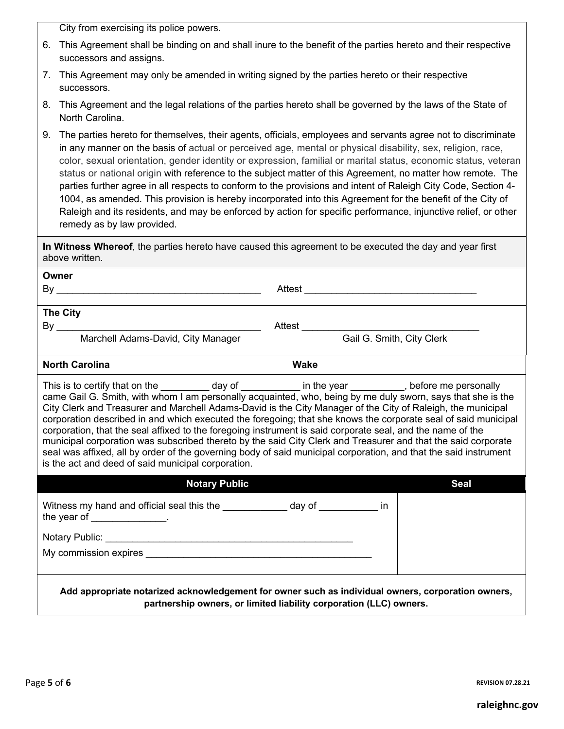City from exercising its police powers.

6. This Agreement shall be binding on and shall inure to the benefit of the parties hereto and their respective successors and assigns.
7. This Agreement may only be amended in writing signed by the parties hereto or their respective successors.
8. This Agreement and the legal relations of the parties hereto shall be governed by the laws of the State of North Carolina.
9. The parties hereto for themselves, their agents, officials, employees and servants agree not to discriminate in any manner on the basis of actual or perceived age, mental or physical disability, sex, religion, race, color, sexual orientation, gender identity or expression, familial or marital status, economic status, veteran status or national origin with reference to the subject matter of this Agreement, no matter how remote. The parties further agree in all respects to conform to the provisions and intent of Raleigh City Code, Section 4-1004, as amended. This provision is hereby incorporated into this Agreement for the benefit of the City of Raleigh and its residents, and may be enforced by action for specific performance, injunctive relief, or other remedy as by law provided.

**In Witness Whereof**, the parties hereto have caused this agreement to be executed the day and year first above written.

**Owner**

By ______________________________________ Attest ________________________________

**The City**

By ______________________________________ Attest ________________________________

Marchell Adams-David, City Manager — Gail G. Smith, City Clerk

**North Carolina** **Wake**

This is to certify that on the _________ day of ___________ in the year __________, before me personally came Gail G. Smith, with whom I am personally acquainted, who, being by me duly sworn, says that she is the City Clerk and Treasurer and Marchell Adams-David is the City Manager of the City of Raleigh, the municipal corporation described in and which executed the foregoing; that she knows the corporate seal of said municipal corporation, that the seal affixed to the foregoing instrument is said corporate seal, and the name of the municipal corporation was subscribed thereto by the said City Clerk and Treasurer and that the said corporate seal was affixed, all by order of the governing body of said municipal corporation, and that the said instrument is the act and deed of said municipal corporation.

| Notary Public | Seal |
|---|---|
| Witness my hand and official seal this the ____________ day of ___________ in the year of ______________.<br><br>Notary Public: ______________________________________________<br><br>My commission expires __________________________________________ | |

**Add appropriate notarized acknowledgement for owner such as individual owners, corporation owners, partnership owners, or limited liability corporation (LLC) owners.**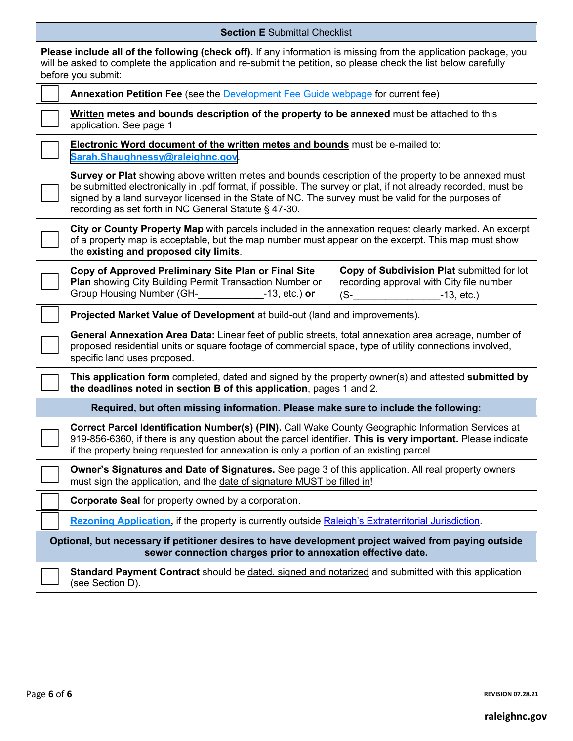## Section E Submittal Checklist

**Please include all of the following (check off).** If any information is missing from the application package, you will be asked to complete the application and re-submit the petition, so please check the list below carefully before you submit:

| | |
|---|---|
| ☐ | **Annexation Petition Fee** (see the Development Fee Guide webpage for current fee) |
| ☐ | **Written metes and bounds description of the property to be annexed** must be attached to this application. See page 1 |
| ☐ | **Electronic Word document of the written metes and bounds** must be e-mailed to: Sarah.Shaughnessy@raleighnc.gov. |
| ☐ | **Survey or Plat** showing above written metes and bounds description of the property to be annexed must be submitted electronically in .pdf format, if possible. The survey or plat, if not already recorded, must be signed by a land surveyor licensed in the State of NC. The survey must be valid for the purposes of recording as set forth in NC General Statute § 47-30. |
| ☐ | **City or County Property Map** with parcels included in the annexation request clearly marked. An excerpt of a property map is acceptable, but the map number must appear on the excerpt. This map must show the **existing and proposed city limits**. |
| ☐ | **Copy of Approved Preliminary Site Plan or Final Site Plan** showing City Building Permit Transaction Number or Group Housing Number (GH-\_\_\_\_\_\_\_\_\_\_\_\_-13, etc.) **or** **Copy of Subdivision Plat** submitted for lot recording approval with City file number (S-\_\_\_\_\_\_\_\_\_\_\_\_\_\_\_\_-13, etc.) |
| ☐ | **Projected Market Value of Development** at build-out (land and improvements). |
| ☐ | **General Annexation Area Data:** Linear feet of public streets, total annexation area acreage, number of proposed residential units or square footage of commercial space, type of utility connections involved, specific land uses proposed. |
| ☐ | **This application form** completed, dated and signed by the property owner(s) and attested **submitted by the deadlines noted in section B of this application**, pages 1 and 2. |

**Required, but often missing information. Please make sure to include the following:**

| | |
|---|---|
| ☐ | **Correct Parcel Identification Number(s) (PIN).** Call Wake County Geographic Information Services at 919-856-6360, if there is any question about the parcel identifier. **This is very important.** Please indicate if the property being requested for annexation is only a portion of an existing parcel. |
| ☐ | **Owner's Signatures and Date of Signatures.** See page 3 of this application. All real property owners must sign the application, and the date of signature MUST be filled in! |
| ☐ | **Corporate Seal** for property owned by a corporation. |
| ☐ | **Rezoning Application**, if the property is currently outside Raleigh's Extraterritorial Jurisdiction. |

**Optional, but necessary if petitioner desires to have development project waived from paying outside sewer connection charges prior to annexation effective date.**

| | |
|---|---|
| ☐ | **Standard Payment Contract** should be dated, signed and notarized and submitted with this application (see Section D). |

REVISION 07.28.21

raleighnc.gov